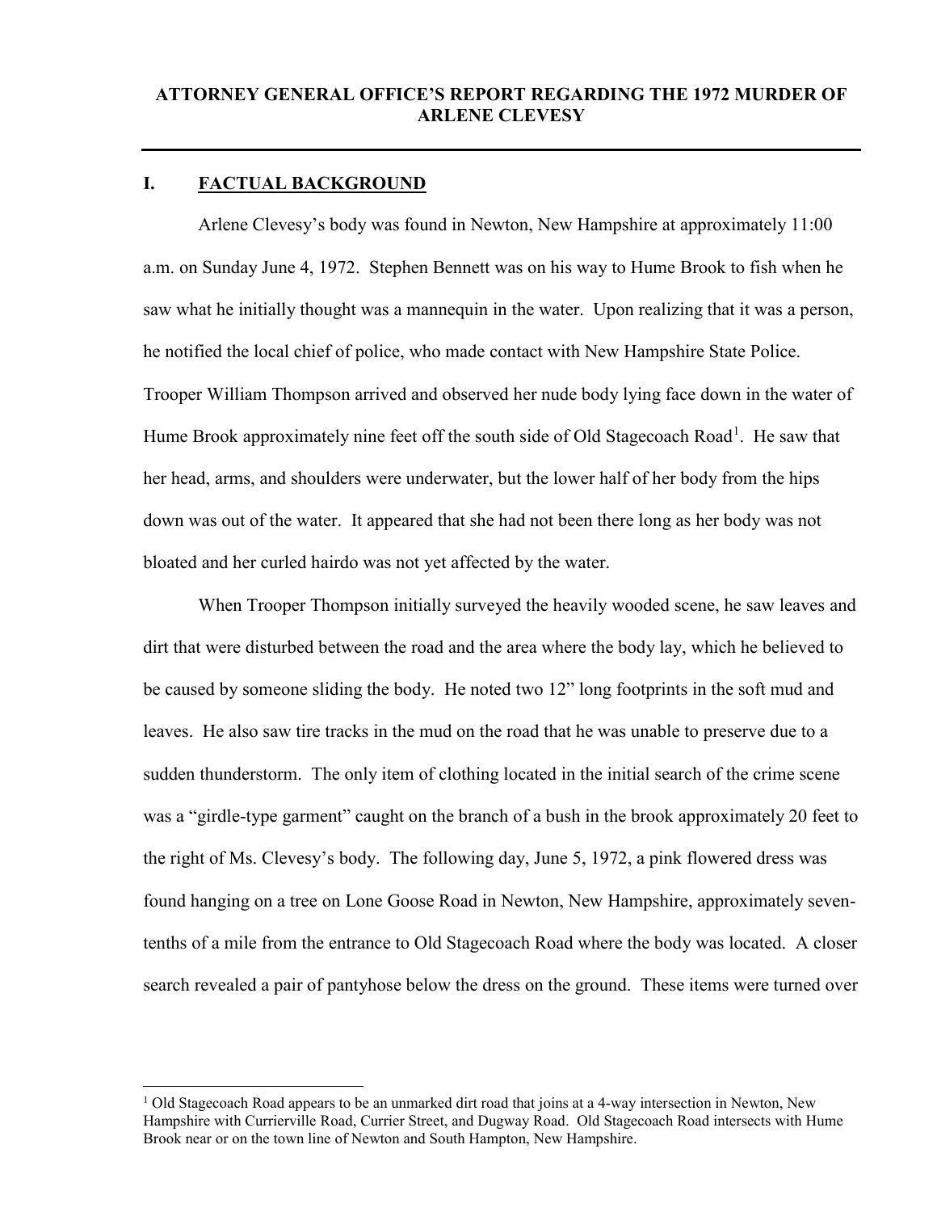# ATTORNEY GENERAL OFFICE'S REPORT REGARDING THE 1972 MURDER OF ARLENE CLEVESY

## I. FACTUAL BACKGROUND

Arlene Clevesy's body was found in Newton, New Hampshire at approximately 11:00 a.m. on Sunday June 4, 1972. Stephen Bennett was on his way to Hume Brook to fish when he saw what he initially thought was a mannequin in the water. Upon realizing that it was a person, he notified the local chief of police, who made contact with New Hampshire State Police. Trooper William Thompson arrived and observed her nude body lying face down in the water of Hume Brook approximately nine feet off the south side of Old Stagecoach Road[1]. He saw that her head, arms, and shoulders were underwater, but the lower half of her body from the hips down was out of the water. It appeared that she had not been there long as her body was not bloated and her curled hairdo was not yet affected by the water.

When Trooper Thompson initially surveyed the heavily wooded scene, he saw leaves and dirt that were disturbed between the road and the area where the body lay, which he believed to be caused by someone sliding the body. He noted two 12" long footprints in the soft mud and leaves. He also saw tire tracks in the mud on the road that he was unable to preserve due to a sudden thunderstorm. The only item of clothing located in the initial search of the crime scene was a "girdle-type garment" caught on the branch of a bush in the brook approximately 20 feet to the right of Ms. Clevesy's body. The following day, June 5, 1972, a pink flowered dress was found hanging on a tree on Lone Goose Road in Newton, New Hampshire, approximately seven-tenths of a mile from the entrance to Old Stagecoach Road where the body was located. A closer search revealed a pair of pantyhose below the dress on the ground. These items were turned over

---

[1] Old Stagecoach Road appears to be an unmarked dirt road that joins at a 4-way intersection in Newton, New Hampshire with Currierville Road, Currier Street, and Dugway Road. Old Stagecoach Road intersects with Hume Brook near or on the town line of Newton and South Hampton, New Hampshire.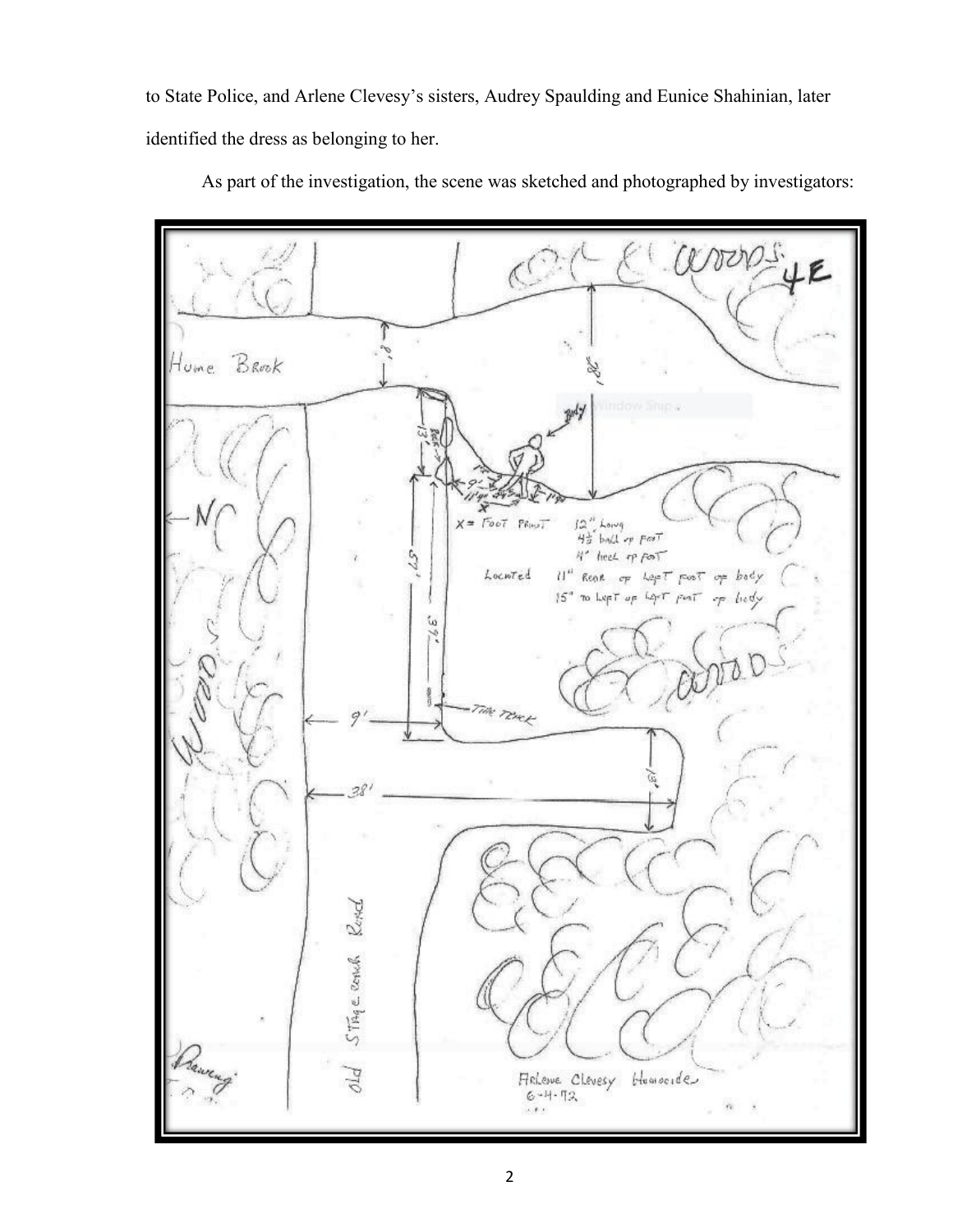to State Police, and Arlene Clevesy's sisters, Audrey Spaulding and Eunice Shahinian, later identified the dress as belonging to her.

As part of the investigation, the scene was sketched and photographed by investigators: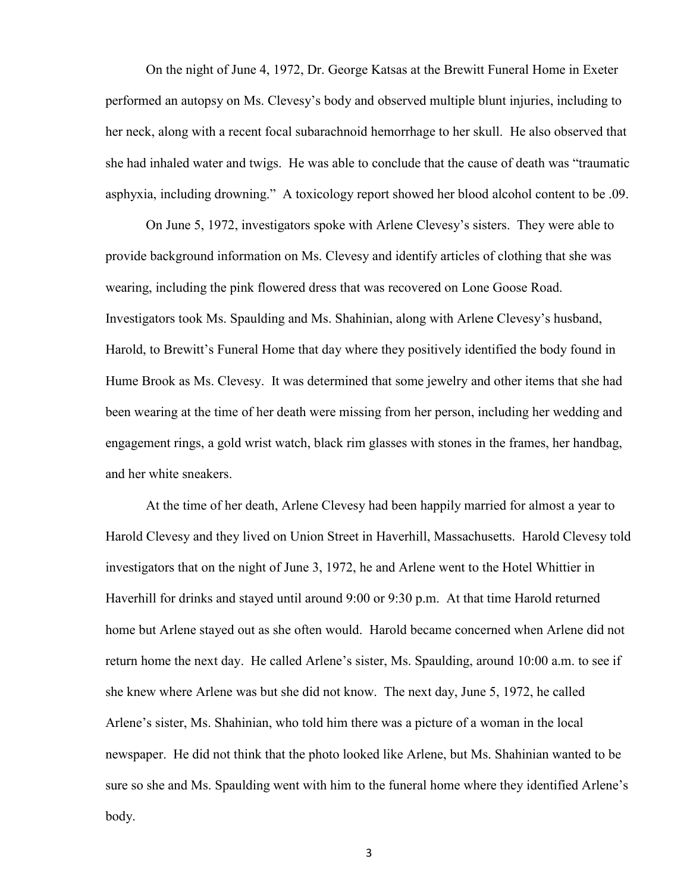On the night of June 4, 1972, Dr. George Katsas at the Brewitt Funeral Home in Exeter performed an autopsy on Ms. Clevesy's body and observed multiple blunt injuries, including to her neck, along with a recent focal subarachnoid hemorrhage to her skull. He also observed that she had inhaled water and twigs. He was able to conclude that the cause of death was "traumatic asphyxia, including drowning." A toxicology report showed her blood alcohol content to be .09.

On June 5, 1972, investigators spoke with Arlene Clevesy's sisters. They were able to provide background information on Ms. Clevesy and identify articles of clothing that she was wearing, including the pink flowered dress that was recovered on Lone Goose Road. Investigators took Ms. Spaulding and Ms. Shahinian, along with Arlene Clevesy's husband, Harold, to Brewitt's Funeral Home that day where they positively identified the body found in Hume Brook as Ms. Clevesy. It was determined that some jewelry and other items that she had been wearing at the time of her death were missing from her person, including her wedding and engagement rings, a gold wrist watch, black rim glasses with stones in the frames, her handbag, and her white sneakers.

At the time of her death, Arlene Clevesy had been happily married for almost a year to Harold Clevesy and they lived on Union Street in Haverhill, Massachusetts. Harold Clevesy told investigators that on the night of June 3, 1972, he and Arlene went to the Hotel Whittier in Haverhill for drinks and stayed until around 9:00 or 9:30 p.m. At that time Harold returned home but Arlene stayed out as she often would. Harold became concerned when Arlene did not return home the next day. He called Arlene's sister, Ms. Spaulding, around 10:00 a.m. to see if she knew where Arlene was but she did not know. The next day, June 5, 1972, he called Arlene's sister, Ms. Shahinian, who told him there was a picture of a woman in the local newspaper. He did not think that the photo looked like Arlene, but Ms. Shahinian wanted to be sure so she and Ms. Spaulding went with him to the funeral home where they identified Arlene's body.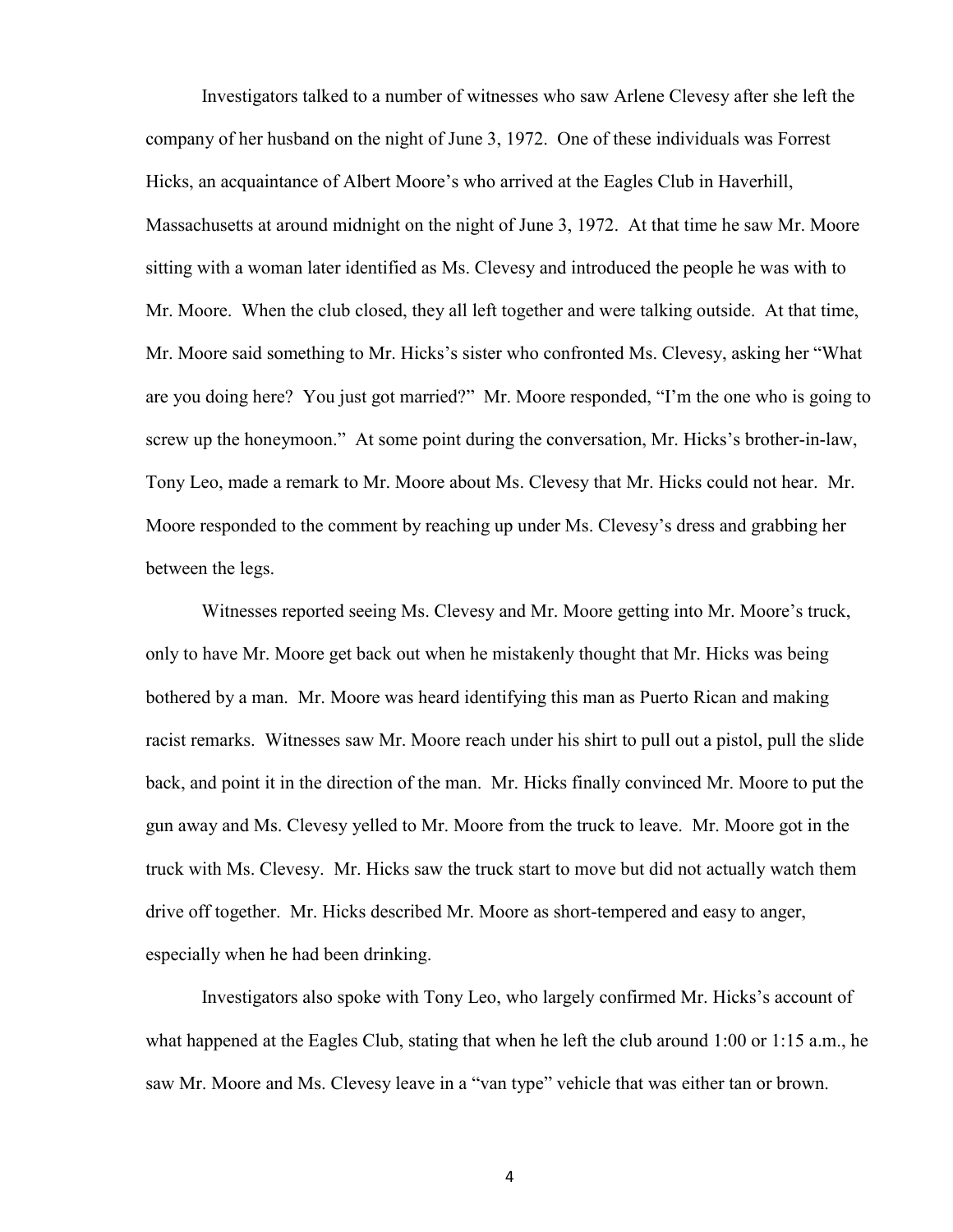Investigators talked to a number of witnesses who saw Arlene Clevesy after she left the company of her husband on the night of June 3, 1972. One of these individuals was Forrest Hicks, an acquaintance of Albert Moore's who arrived at the Eagles Club in Haverhill, Massachusetts at around midnight on the night of June 3, 1972. At that time he saw Mr. Moore sitting with a woman later identified as Ms. Clevesy and introduced the people he was with to Mr. Moore. When the club closed, they all left together and were talking outside. At that time, Mr. Moore said something to Mr. Hicks's sister who confronted Ms. Clevesy, asking her "What are you doing here? You just got married?" Mr. Moore responded, "I'm the one who is going to screw up the honeymoon." At some point during the conversation, Mr. Hicks's brother-in-law, Tony Leo, made a remark to Mr. Moore about Ms. Clevesy that Mr. Hicks could not hear. Mr. Moore responded to the comment by reaching up under Ms. Clevesy's dress and grabbing her between the legs.

Witnesses reported seeing Ms. Clevesy and Mr. Moore getting into Mr. Moore's truck, only to have Mr. Moore get back out when he mistakenly thought that Mr. Hicks was being bothered by a man. Mr. Moore was heard identifying this man as Puerto Rican and making racist remarks. Witnesses saw Mr. Moore reach under his shirt to pull out a pistol, pull the slide back, and point it in the direction of the man. Mr. Hicks finally convinced Mr. Moore to put the gun away and Ms. Clevesy yelled to Mr. Moore from the truck to leave. Mr. Moore got in the truck with Ms. Clevesy. Mr. Hicks saw the truck start to move but did not actually watch them drive off together. Mr. Hicks described Mr. Moore as short-tempered and easy to anger, especially when he had been drinking.

Investigators also spoke with Tony Leo, who largely confirmed Mr. Hicks's account of what happened at the Eagles Club, stating that when he left the club around 1:00 or 1:15 a.m., he saw Mr. Moore and Ms. Clevesy leave in a "van type" vehicle that was either tan or brown.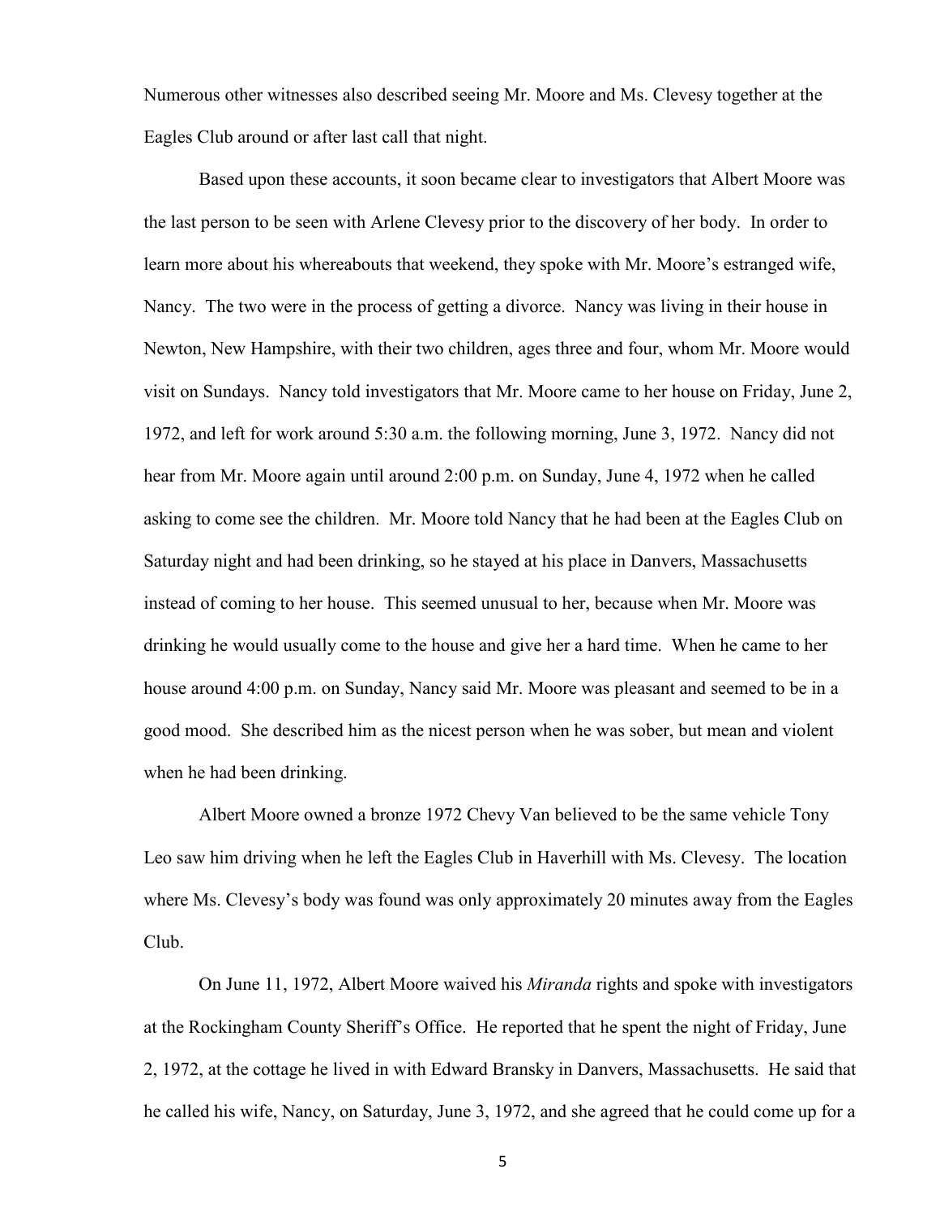Numerous other witnesses also described seeing Mr. Moore and Ms. Clevesy together at the Eagles Club around or after last call that night.

Based upon these accounts, it soon became clear to investigators that Albert Moore was the last person to be seen with Arlene Clevesy prior to the discovery of her body. In order to learn more about his whereabouts that weekend, they spoke with Mr. Moore's estranged wife, Nancy. The two were in the process of getting a divorce. Nancy was living in their house in Newton, New Hampshire, with their two children, ages three and four, whom Mr. Moore would visit on Sundays. Nancy told investigators that Mr. Moore came to her house on Friday, June 2, 1972, and left for work around 5:30 a.m. the following morning, June 3, 1972. Nancy did not hear from Mr. Moore again until around 2:00 p.m. on Sunday, June 4, 1972 when he called asking to come see the children. Mr. Moore told Nancy that he had been at the Eagles Club on Saturday night and had been drinking, so he stayed at his place in Danvers, Massachusetts instead of coming to her house. This seemed unusual to her, because when Mr. Moore was drinking he would usually come to the house and give her a hard time. When he came to her house around 4:00 p.m. on Sunday, Nancy said Mr. Moore was pleasant and seemed to be in a good mood. She described him as the nicest person when he was sober, but mean and violent when he had been drinking.

Albert Moore owned a bronze 1972 Chevy Van believed to be the same vehicle Tony Leo saw him driving when he left the Eagles Club in Haverhill with Ms. Clevesy. The location where Ms. Clevesy's body was found was only approximately 20 minutes away from the Eagles Club.

On June 11, 1972, Albert Moore waived his *Miranda* rights and spoke with investigators at the Rockingham County Sheriff's Office. He reported that he spent the night of Friday, June 2, 1972, at the cottage he lived in with Edward Bransky in Danvers, Massachusetts. He said that he called his wife, Nancy, on Saturday, June 3, 1972, and she agreed that he could come up for a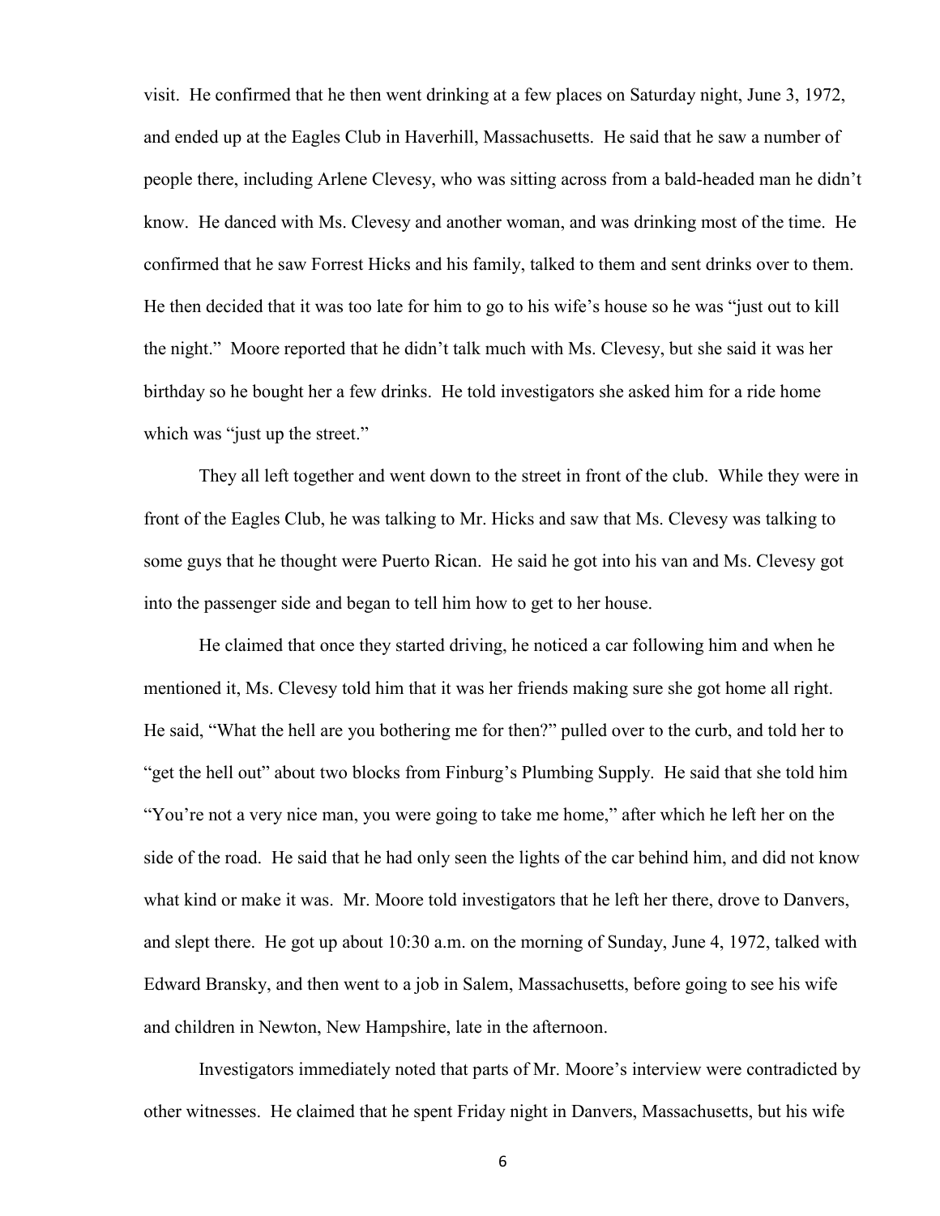visit. He confirmed that he then went drinking at a few places on Saturday night, June 3, 1972, and ended up at the Eagles Club in Haverhill, Massachusetts. He said that he saw a number of people there, including Arlene Clevesy, who was sitting across from a bald-headed man he didn't know. He danced with Ms. Clevesy and another woman, and was drinking most of the time. He confirmed that he saw Forrest Hicks and his family, talked to them and sent drinks over to them. He then decided that it was too late for him to go to his wife's house so he was "just out to kill the night." Moore reported that he didn't talk much with Ms. Clevesy, but she said it was her birthday so he bought her a few drinks. He told investigators she asked him for a ride home which was "just up the street."

They all left together and went down to the street in front of the club. While they were in front of the Eagles Club, he was talking to Mr. Hicks and saw that Ms. Clevesy was talking to some guys that he thought were Puerto Rican. He said he got into his van and Ms. Clevesy got into the passenger side and began to tell him how to get to her house.

He claimed that once they started driving, he noticed a car following him and when he mentioned it, Ms. Clevesy told him that it was her friends making sure she got home all right. He said, "What the hell are you bothering me for then?" pulled over to the curb, and told her to "get the hell out" about two blocks from Finburg's Plumbing Supply. He said that she told him "You're not a very nice man, you were going to take me home," after which he left her on the side of the road. He said that he had only seen the lights of the car behind him, and did not know what kind or make it was. Mr. Moore told investigators that he left her there, drove to Danvers, and slept there. He got up about 10:30 a.m. on the morning of Sunday, June 4, 1972, talked with Edward Bransky, and then went to a job in Salem, Massachusetts, before going to see his wife and children in Newton, New Hampshire, late in the afternoon.

Investigators immediately noted that parts of Mr. Moore's interview were contradicted by other witnesses. He claimed that he spent Friday night in Danvers, Massachusetts, but his wife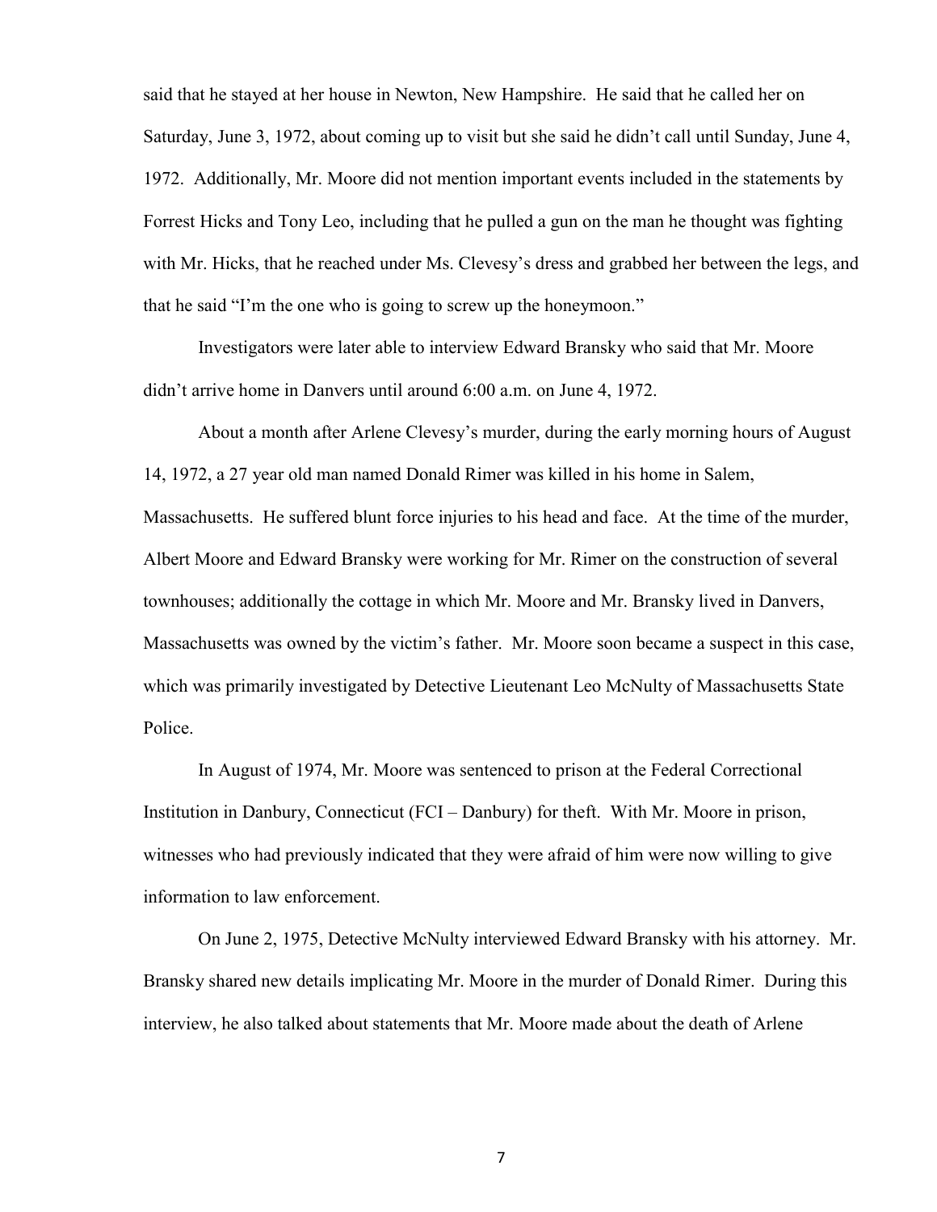said that he stayed at her house in Newton, New Hampshire. He said that he called her on Saturday, June 3, 1972, about coming up to visit but she said he didn't call until Sunday, June 4, 1972. Additionally, Mr. Moore did not mention important events included in the statements by Forrest Hicks and Tony Leo, including that he pulled a gun on the man he thought was fighting with Mr. Hicks, that he reached under Ms. Clevesy's dress and grabbed her between the legs, and that he said "I'm the one who is going to screw up the honeymoon."

Investigators were later able to interview Edward Bransky who said that Mr. Moore didn't arrive home in Danvers until around 6:00 a.m. on June 4, 1972.

About a month after Arlene Clevesy's murder, during the early morning hours of August 14, 1972, a 27 year old man named Donald Rimer was killed in his home in Salem, Massachusetts. He suffered blunt force injuries to his head and face. At the time of the murder, Albert Moore and Edward Bransky were working for Mr. Rimer on the construction of several townhouses; additionally the cottage in which Mr. Moore and Mr. Bransky lived in Danvers, Massachusetts was owned by the victim's father. Mr. Moore soon became a suspect in this case, which was primarily investigated by Detective Lieutenant Leo McNulty of Massachusetts State Police.

In August of 1974, Mr. Moore was sentenced to prison at the Federal Correctional Institution in Danbury, Connecticut (FCI – Danbury) for theft. With Mr. Moore in prison, witnesses who had previously indicated that they were afraid of him were now willing to give information to law enforcement.

On June 2, 1975, Detective McNulty interviewed Edward Bransky with his attorney. Mr. Bransky shared new details implicating Mr. Moore in the murder of Donald Rimer. During this interview, he also talked about statements that Mr. Moore made about the death of Arlene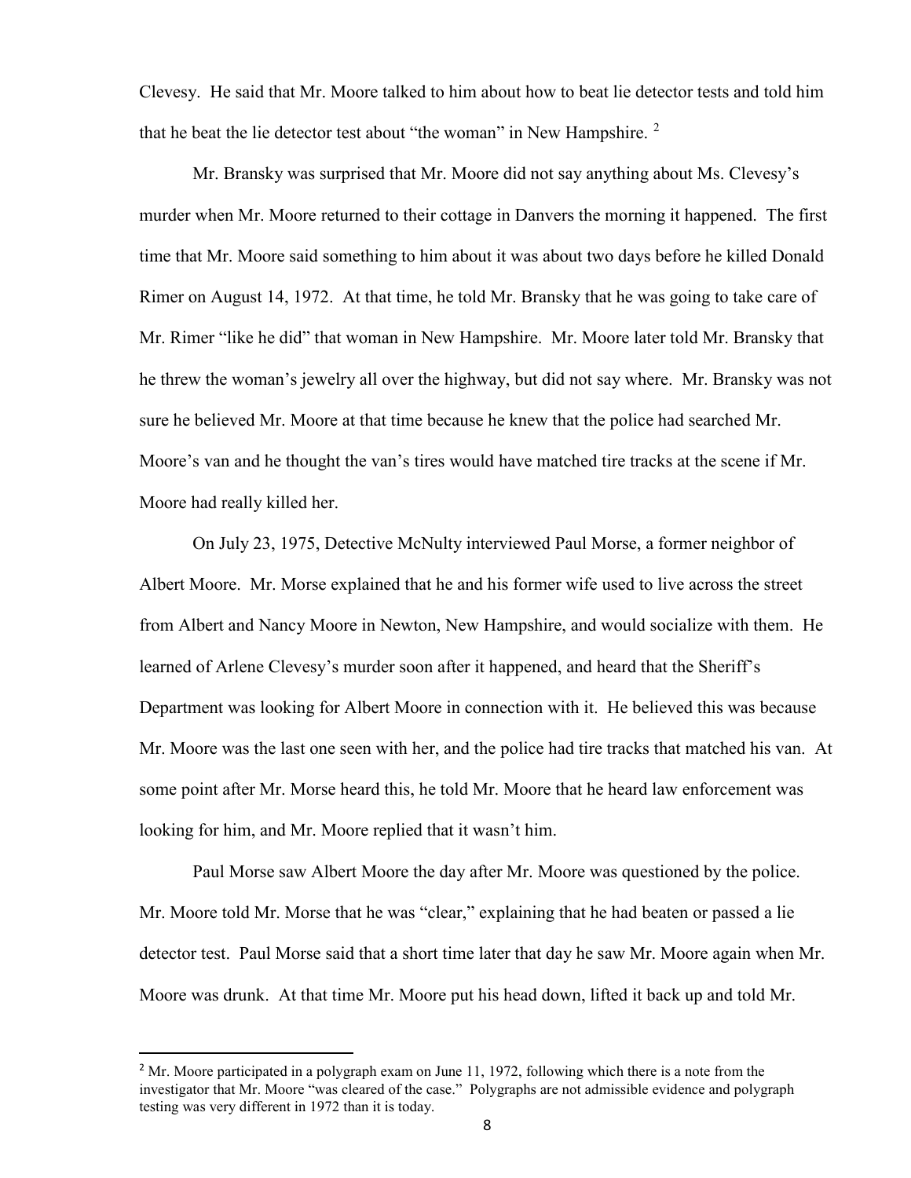Clevesy. He said that Mr. Moore talked to him about how to beat lie detector tests and told him that he beat the lie detector test about "the woman" in New Hampshire. [2]

Mr. Bransky was surprised that Mr. Moore did not say anything about Ms. Clevesy's murder when Mr. Moore returned to their cottage in Danvers the morning it happened. The first time that Mr. Moore said something to him about it was about two days before he killed Donald Rimer on August 14, 1972. At that time, he told Mr. Bransky that he was going to take care of Mr. Rimer "like he did" that woman in New Hampshire. Mr. Moore later told Mr. Bransky that he threw the woman's jewelry all over the highway, but did not say where. Mr. Bransky was not sure he believed Mr. Moore at that time because he knew that the police had searched Mr. Moore's van and he thought the van's tires would have matched tire tracks at the scene if Mr. Moore had really killed her.

On July 23, 1975, Detective McNulty interviewed Paul Morse, a former neighbor of Albert Moore. Mr. Morse explained that he and his former wife used to live across the street from Albert and Nancy Moore in Newton, New Hampshire, and would socialize with them. He learned of Arlene Clevesy's murder soon after it happened, and heard that the Sheriff's Department was looking for Albert Moore in connection with it. He believed this was because Mr. Moore was the last one seen with her, and the police had tire tracks that matched his van. At some point after Mr. Morse heard this, he told Mr. Moore that he heard law enforcement was looking for him, and Mr. Moore replied that it wasn't him.

Paul Morse saw Albert Moore the day after Mr. Moore was questioned by the police. Mr. Moore told Mr. Morse that he was "clear," explaining that he had beaten or passed a lie detector test. Paul Morse said that a short time later that day he saw Mr. Moore again when Mr. Moore was drunk. At that time Mr. Moore put his head down, lifted it back up and told Mr.

[2] Mr. Moore participated in a polygraph exam on June 11, 1972, following which there is a note from the investigator that Mr. Moore "was cleared of the case." Polygraphs are not admissible evidence and polygraph testing was very different in 1972 than it is today.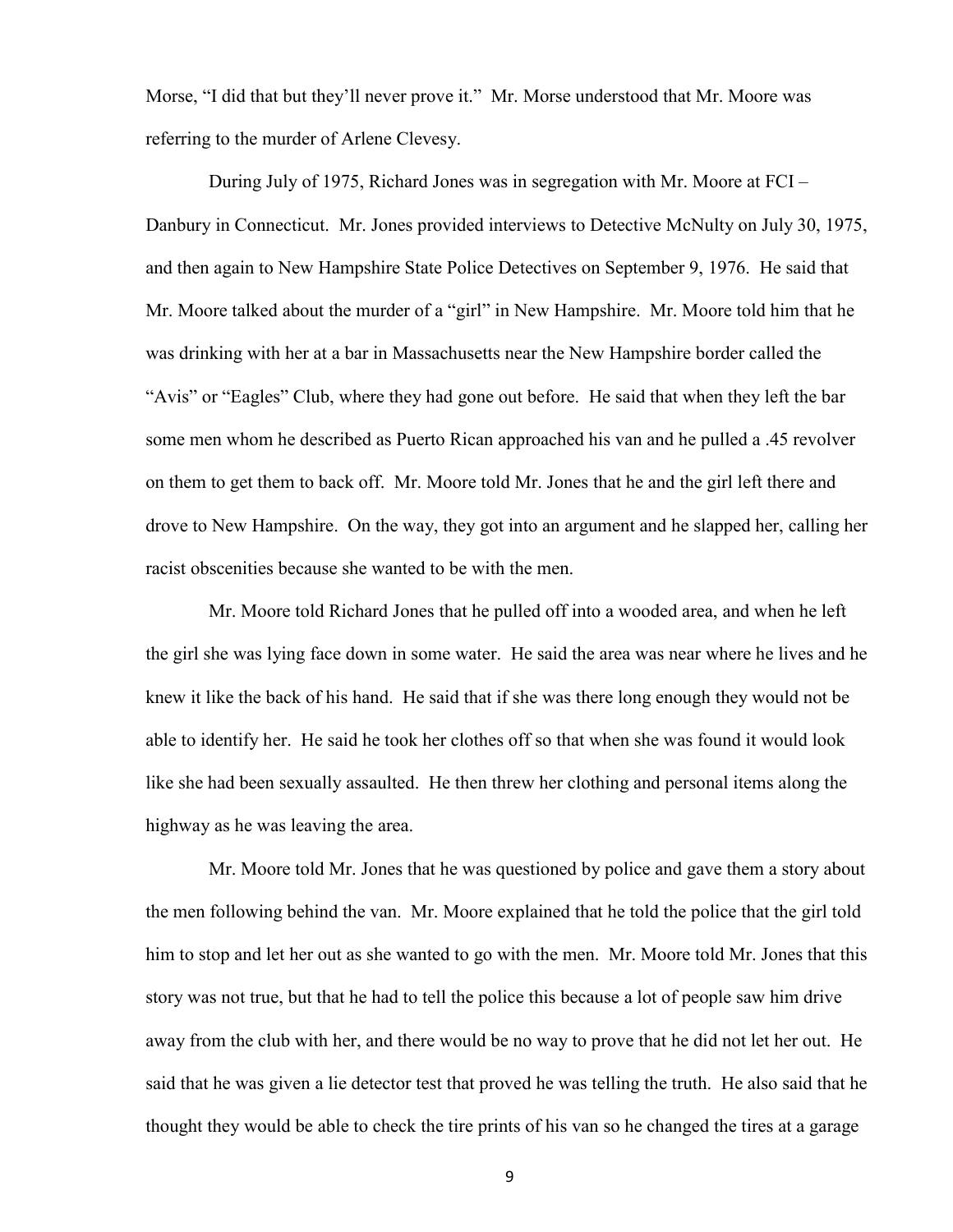Morse, "I did that but they'll never prove it." Mr. Morse understood that Mr. Moore was referring to the murder of Arlene Clevesy.

During July of 1975, Richard Jones was in segregation with Mr. Moore at FCI – Danbury in Connecticut. Mr. Jones provided interviews to Detective McNulty on July 30, 1975, and then again to New Hampshire State Police Detectives on September 9, 1976. He said that Mr. Moore talked about the murder of a "girl" in New Hampshire. Mr. Moore told him that he was drinking with her at a bar in Massachusetts near the New Hampshire border called the "Avis" or "Eagles" Club, where they had gone out before. He said that when they left the bar some men whom he described as Puerto Rican approached his van and he pulled a .45 revolver on them to get them to back off. Mr. Moore told Mr. Jones that he and the girl left there and drove to New Hampshire. On the way, they got into an argument and he slapped her, calling her racist obscenities because she wanted to be with the men.

Mr. Moore told Richard Jones that he pulled off into a wooded area, and when he left the girl she was lying face down in some water. He said the area was near where he lives and he knew it like the back of his hand. He said that if she was there long enough they would not be able to identify her. He said he took her clothes off so that when she was found it would look like she had been sexually assaulted. He then threw her clothing and personal items along the highway as he was leaving the area.

Mr. Moore told Mr. Jones that he was questioned by police and gave them a story about the men following behind the van. Mr. Moore explained that he told the police that the girl told him to stop and let her out as she wanted to go with the men. Mr. Moore told Mr. Jones that this story was not true, but that he had to tell the police this because a lot of people saw him drive away from the club with her, and there would be no way to prove that he did not let her out. He said that he was given a lie detector test that proved he was telling the truth. He also said that he thought they would be able to check the tire prints of his van so he changed the tires at a garage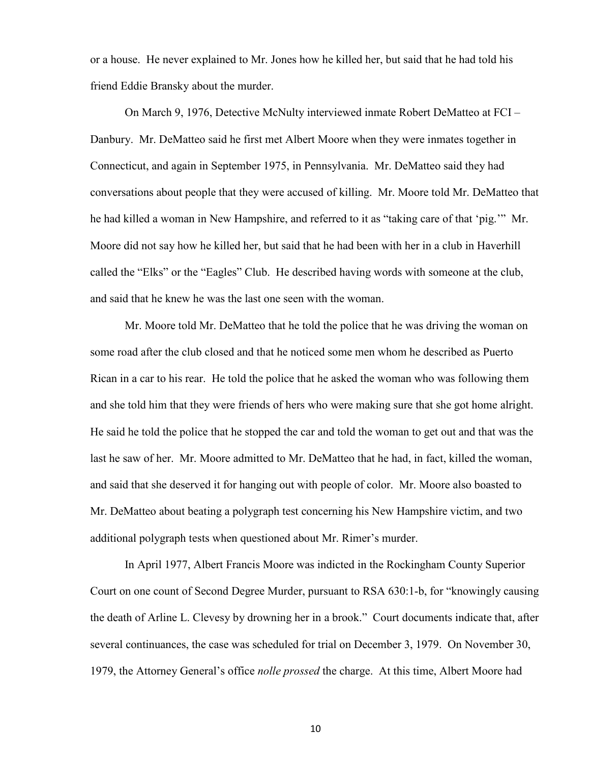or a house. He never explained to Mr. Jones how he killed her, but said that he had told his friend Eddie Bransky about the murder.

On March 9, 1976, Detective McNulty interviewed inmate Robert DeMatteo at FCI – Danbury. Mr. DeMatteo said he first met Albert Moore when they were inmates together in Connecticut, and again in September 1975, in Pennsylvania. Mr. DeMatteo said they had conversations about people that they were accused of killing. Mr. Moore told Mr. DeMatteo that he had killed a woman in New Hampshire, and referred to it as "taking care of that 'pig.'" Mr. Moore did not say how he killed her, but said that he had been with her in a club in Haverhill called the "Elks" or the "Eagles" Club. He described having words with someone at the club, and said that he knew he was the last one seen with the woman.

Mr. Moore told Mr. DeMatteo that he told the police that he was driving the woman on some road after the club closed and that he noticed some men whom he described as Puerto Rican in a car to his rear. He told the police that he asked the woman who was following them and she told him that they were friends of hers who were making sure that she got home alright. He said he told the police that he stopped the car and told the woman to get out and that was the last he saw of her. Mr. Moore admitted to Mr. DeMatteo that he had, in fact, killed the woman, and said that she deserved it for hanging out with people of color. Mr. Moore also boasted to Mr. DeMatteo about beating a polygraph test concerning his New Hampshire victim, and two additional polygraph tests when questioned about Mr. Rimer's murder.

In April 1977, Albert Francis Moore was indicted in the Rockingham County Superior Court on one count of Second Degree Murder, pursuant to RSA 630:1-b, for "knowingly causing the death of Arline L. Clevesy by drowning her in a brook." Court documents indicate that, after several continuances, the case was scheduled for trial on December 3, 1979. On November 30, 1979, the Attorney General's office *nolle prossed* the charge. At this time, Albert Moore had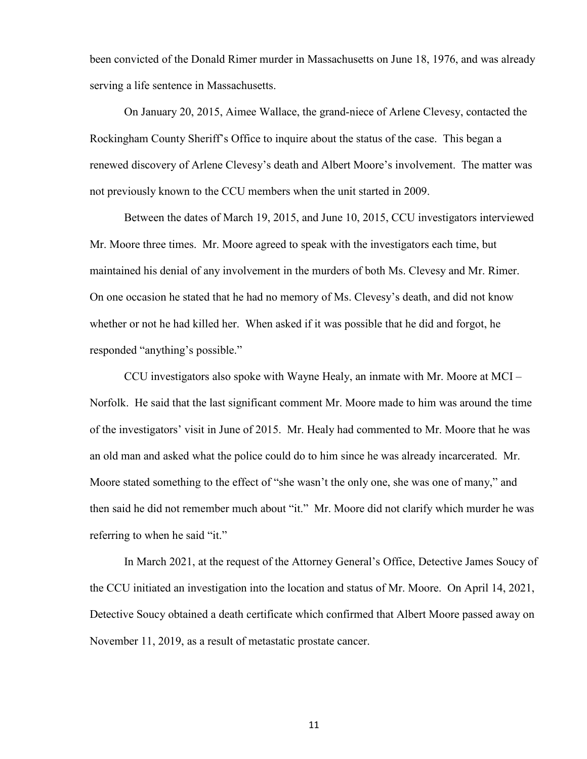been convicted of the Donald Rimer murder in Massachusetts on June 18, 1976, and was already serving a life sentence in Massachusetts.

On January 20, 2015, Aimee Wallace, the grand-niece of Arlene Clevesy, contacted the Rockingham County Sheriff's Office to inquire about the status of the case. This began a renewed discovery of Arlene Clevesy's death and Albert Moore's involvement. The matter was not previously known to the CCU members when the unit started in 2009.

Between the dates of March 19, 2015, and June 10, 2015, CCU investigators interviewed Mr. Moore three times. Mr. Moore agreed to speak with the investigators each time, but maintained his denial of any involvement in the murders of both Ms. Clevesy and Mr. Rimer. On one occasion he stated that he had no memory of Ms. Clevesy's death, and did not know whether or not he had killed her. When asked if it was possible that he did and forgot, he responded "anything's possible."

CCU investigators also spoke with Wayne Healy, an inmate with Mr. Moore at MCI – Norfolk. He said that the last significant comment Mr. Moore made to him was around the time of the investigators' visit in June of 2015. Mr. Healy had commented to Mr. Moore that he was an old man and asked what the police could do to him since he was already incarcerated. Mr. Moore stated something to the effect of "she wasn't the only one, she was one of many," and then said he did not remember much about "it." Mr. Moore did not clarify which murder he was referring to when he said "it."

In March 2021, at the request of the Attorney General's Office, Detective James Soucy of the CCU initiated an investigation into the location and status of Mr. Moore. On April 14, 2021, Detective Soucy obtained a death certificate which confirmed that Albert Moore passed away on November 11, 2019, as a result of metastatic prostate cancer.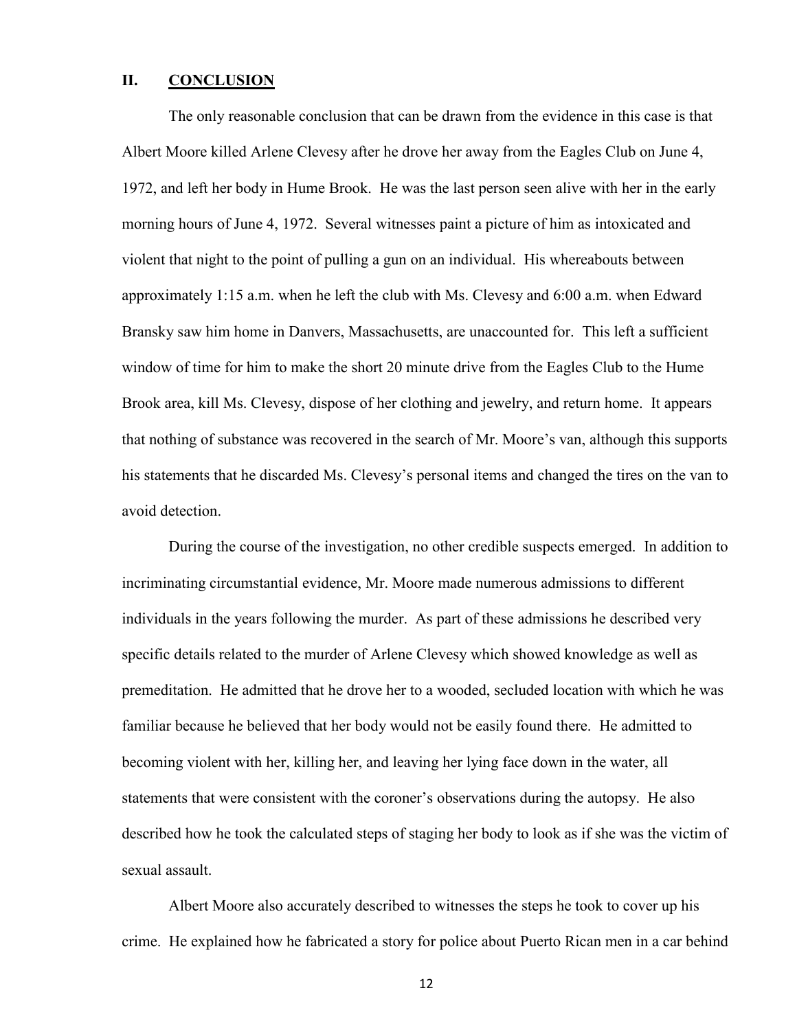## II. <u>CONCLUSION</u>

The only reasonable conclusion that can be drawn from the evidence in this case is that Albert Moore killed Arlene Clevesy after he drove her away from the Eagles Club on June 4, 1972, and left her body in Hume Brook. He was the last person seen alive with her in the early morning hours of June 4, 1972. Several witnesses paint a picture of him as intoxicated and violent that night to the point of pulling a gun on an individual. His whereabouts between approximately 1:15 a.m. when he left the club with Ms. Clevesy and 6:00 a.m. when Edward Bransky saw him home in Danvers, Massachusetts, are unaccounted for. This left a sufficient window of time for him to make the short 20 minute drive from the Eagles Club to the Hume Brook area, kill Ms. Clevesy, dispose of her clothing and jewelry, and return home. It appears that nothing of substance was recovered in the search of Mr. Moore's van, although this supports his statements that he discarded Ms. Clevesy's personal items and changed the tires on the van to avoid detection.

During the course of the investigation, no other credible suspects emerged. In addition to incriminating circumstantial evidence, Mr. Moore made numerous admissions to different individuals in the years following the murder. As part of these admissions he described very specific details related to the murder of Arlene Clevesy which showed knowledge as well as premeditation. He admitted that he drove her to a wooded, secluded location with which he was familiar because he believed that her body would not be easily found there. He admitted to becoming violent with her, killing her, and leaving her lying face down in the water, all statements that were consistent with the coroner's observations during the autopsy. He also described how he took the calculated steps of staging her body to look as if she was the victim of sexual assault.

Albert Moore also accurately described to witnesses the steps he took to cover up his crime. He explained how he fabricated a story for police about Puerto Rican men in a car behind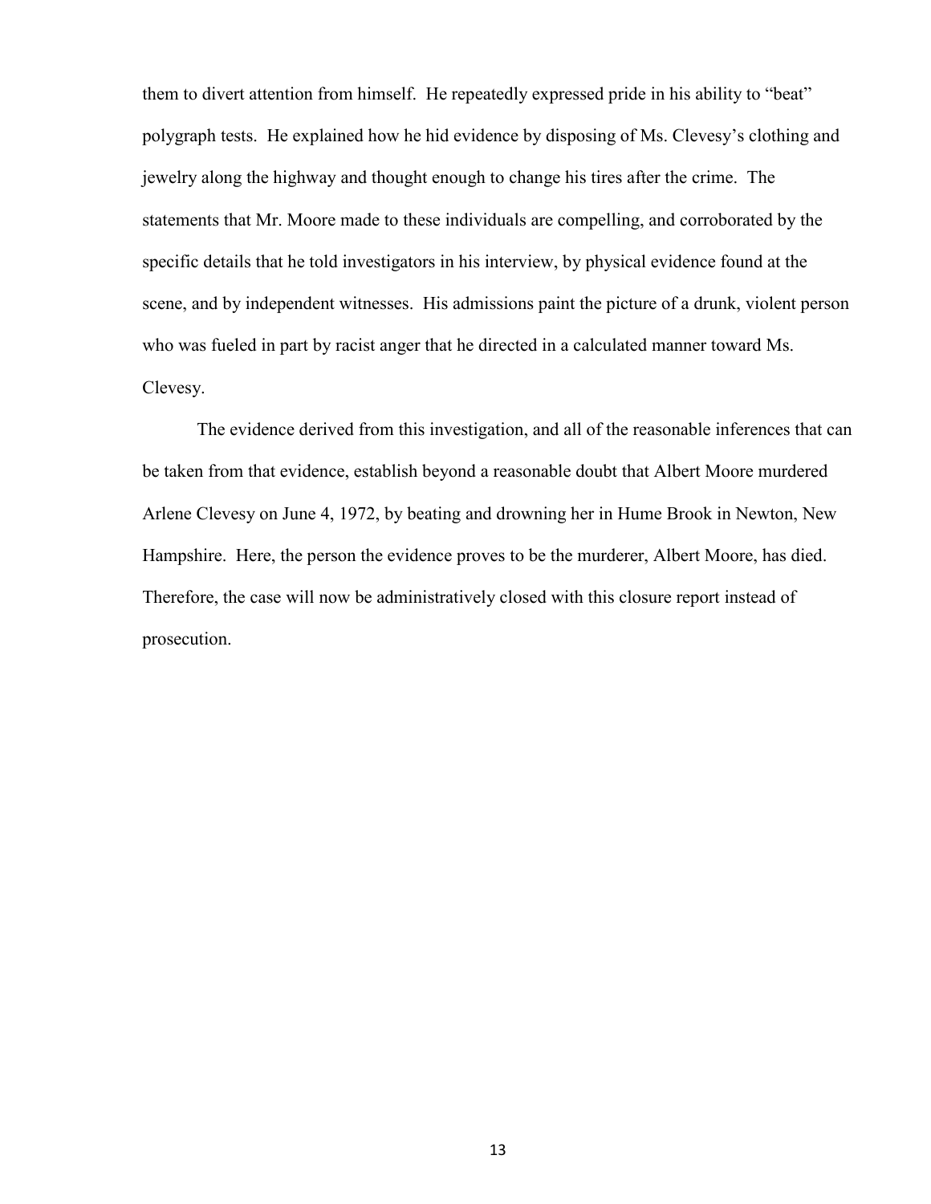them to divert attention from himself. He repeatedly expressed pride in his ability to "beat" polygraph tests. He explained how he hid evidence by disposing of Ms. Clevesy's clothing and jewelry along the highway and thought enough to change his tires after the crime. The statements that Mr. Moore made to these individuals are compelling, and corroborated by the specific details that he told investigators in his interview, by physical evidence found at the scene, and by independent witnesses. His admissions paint the picture of a drunk, violent person who was fueled in part by racist anger that he directed in a calculated manner toward Ms. Clevesy.

The evidence derived from this investigation, and all of the reasonable inferences that can be taken from that evidence, establish beyond a reasonable doubt that Albert Moore murdered Arlene Clevesy on June 4, 1972, by beating and drowning her in Hume Brook in Newton, New Hampshire. Here, the person the evidence proves to be the murderer, Albert Moore, has died. Therefore, the case will now be administratively closed with this closure report instead of prosecution.